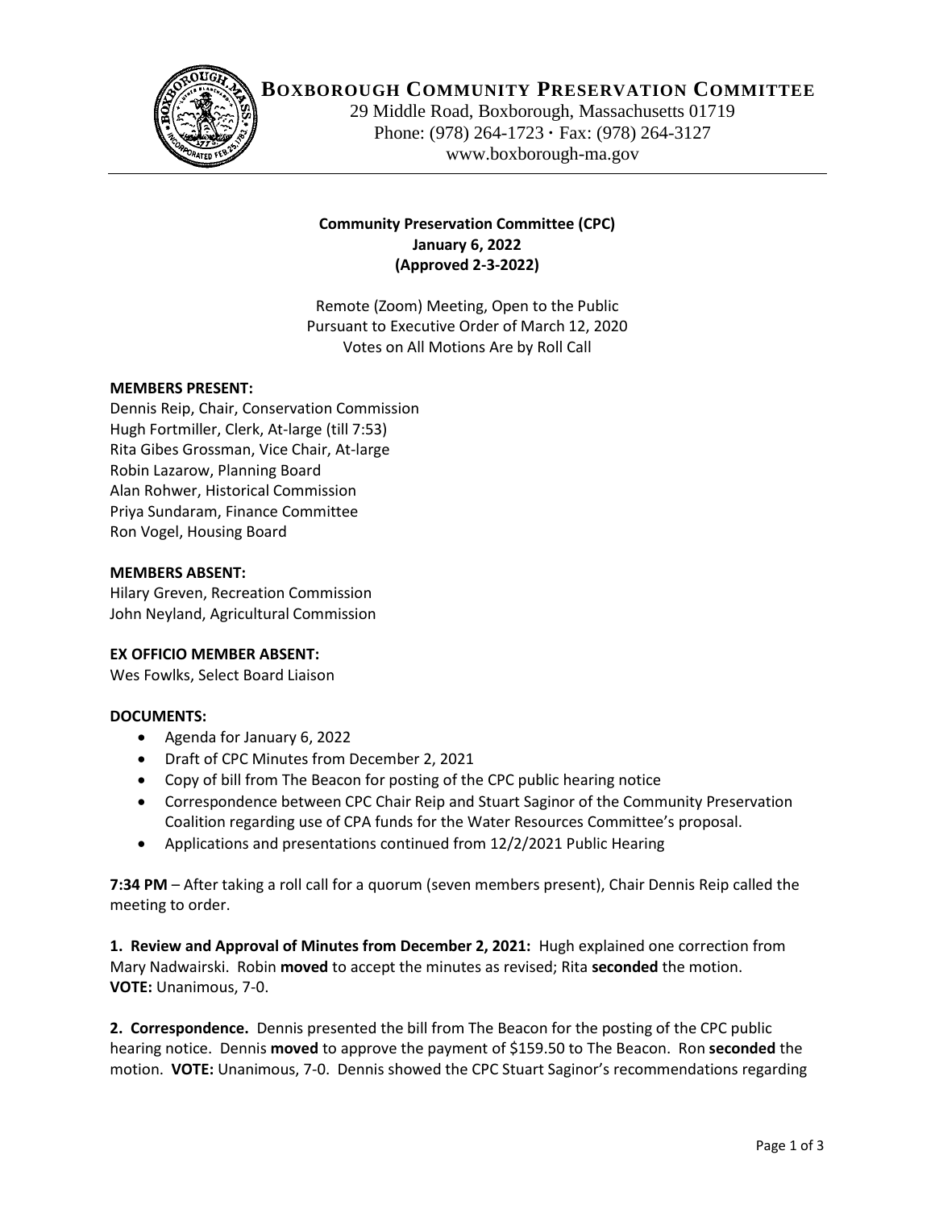# BOXBOROUGH COMMUNITY PRESERVATION COMMITTEE

29 Middle Road, Boxborough, Massachusetts 01719
Phone: (978) 264-1723 · Fax: (978) 264-3127
www.boxborough-ma.gov

**Community Preservation Committee (CPC)**
**January 6, 2022**
**(Approved 2-3-2022)**

Remote (Zoom) Meeting, Open to the Public
Pursuant to Executive Order of March 12, 2020
Votes on All Motions Are by Roll Call

**MEMBERS PRESENT:**
Dennis Reip, Chair, Conservation Commission
Hugh Fortmiller, Clerk, At-large (till 7:53)
Rita Gibes Grossman, Vice Chair, At-large
Robin Lazarow, Planning Board
Alan Rohwer, Historical Commission
Priya Sundaram, Finance Committee
Ron Vogel, Housing Board

**MEMBERS ABSENT:**
Hilary Greven, Recreation Commission
John Neyland, Agricultural Commission

**EX OFFICIO MEMBER ABSENT:**
Wes Fowlks, Select Board Liaison

**DOCUMENTS:**

- Agenda for January 6, 2022
- Draft of CPC Minutes from December 2, 2021
- Copy of bill from The Beacon for posting of the CPC public hearing notice
- Correspondence between CPC Chair Reip and Stuart Saginor of the Community Preservation Coalition regarding use of CPA funds for the Water Resources Committee's proposal.
- Applications and presentations continued from 12/2/2021 Public Hearing

**7:34 PM** – After taking a roll call for a quorum (seven members present), Chair Dennis Reip called the meeting to order.

**1. Review and Approval of Minutes from December 2, 2021:** Hugh explained one correction from Mary Nadwairski. Robin **moved** to accept the minutes as revised; Rita **seconded** the motion. **VOTE:** Unanimous, 7-0.

**2. Correspondence.** Dennis presented the bill from The Beacon for the posting of the CPC public hearing notice. Dennis **moved** to approve the payment of $159.50 to The Beacon. Ron **seconded** the motion. **VOTE:** Unanimous, 7-0. Dennis showed the CPC Stuart Saginor's recommendations regarding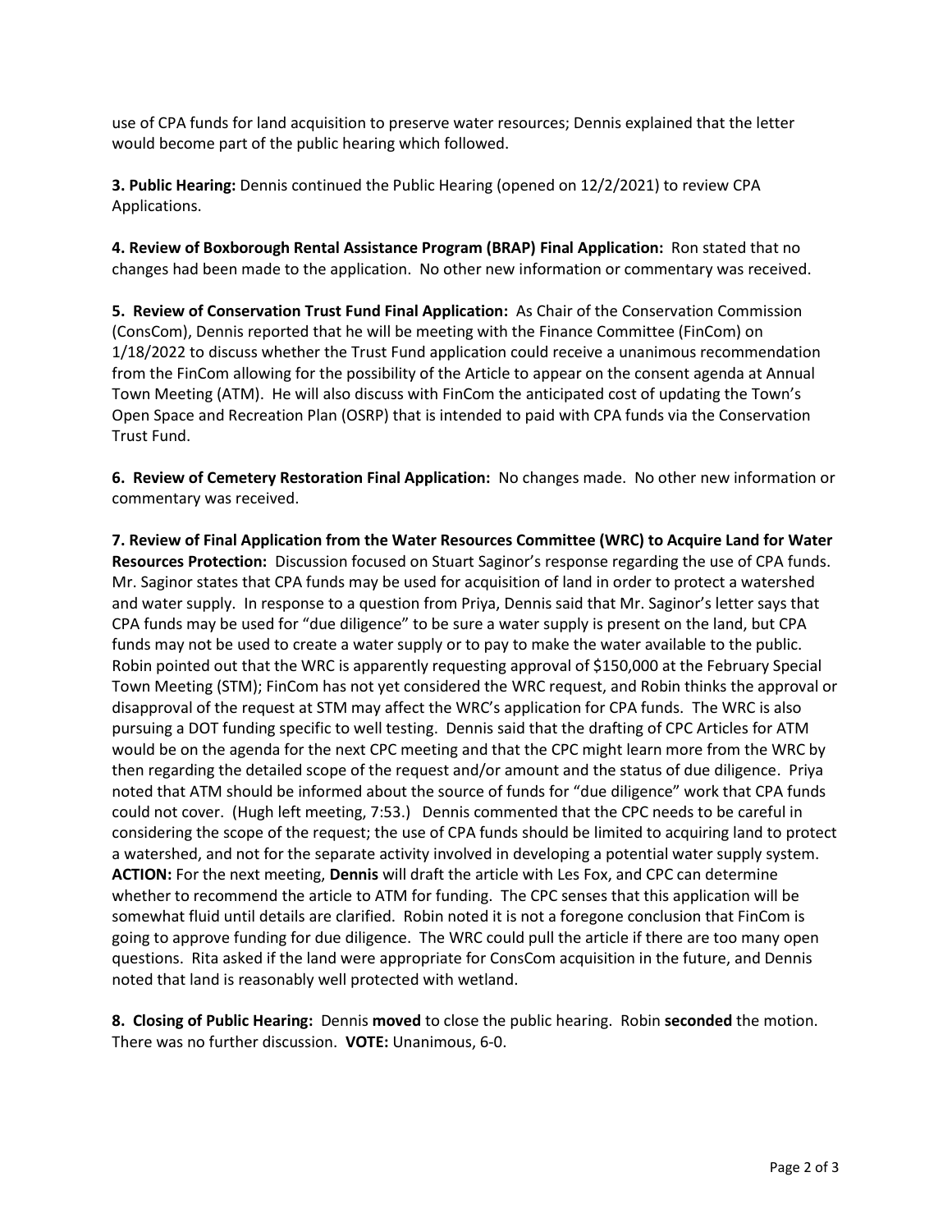use of CPA funds for land acquisition to preserve water resources; Dennis explained that the letter would become part of the public hearing which followed.

**3. Public Hearing:** Dennis continued the Public Hearing (opened on 12/2/2021) to review CPA Applications.

**4. Review of Boxborough Rental Assistance Program (BRAP) Final Application:** Ron stated that no changes had been made to the application. No other new information or commentary was received.

**5. Review of Conservation Trust Fund Final Application:** As Chair of the Conservation Commission (ConsCom), Dennis reported that he will be meeting with the Finance Committee (FinCom) on 1/18/2022 to discuss whether the Trust Fund application could receive a unanimous recommendation from the FinCom allowing for the possibility of the Article to appear on the consent agenda at Annual Town Meeting (ATM). He will also discuss with FinCom the anticipated cost of updating the Town's Open Space and Recreation Plan (OSRP) that is intended to paid with CPA funds via the Conservation Trust Fund.

**6. Review of Cemetery Restoration Final Application:** No changes made. No other new information or commentary was received.

**7. Review of Final Application from the Water Resources Committee (WRC) to Acquire Land for Water Resources Protection:** Discussion focused on Stuart Saginor's response regarding the use of CPA funds. Mr. Saginor states that CPA funds may be used for acquisition of land in order to protect a watershed and water supply. In response to a question from Priya, Dennis said that Mr. Saginor's letter says that CPA funds may be used for "due diligence" to be sure a water supply is present on the land, but CPA funds may not be used to create a water supply or to pay to make the water available to the public. Robin pointed out that the WRC is apparently requesting approval of $150,000 at the February Special Town Meeting (STM); FinCom has not yet considered the WRC request, and Robin thinks the approval or disapproval of the request at STM may affect the WRC's application for CPA funds. The WRC is also pursuing a DOT funding specific to well testing. Dennis said that the drafting of CPC Articles for ATM would be on the agenda for the next CPC meeting and that the CPC might learn more from the WRC by then regarding the detailed scope of the request and/or amount and the status of due diligence. Priya noted that ATM should be informed about the source of funds for "due diligence" work that CPA funds could not cover. (Hugh left meeting, 7:53.) Dennis commented that the CPC needs to be careful in considering the scope of the request; the use of CPA funds should be limited to acquiring land to protect a watershed, and not for the separate activity involved in developing a potential water supply system. **ACTION:** For the next meeting, **Dennis** will draft the article with Les Fox, and CPC can determine whether to recommend the article to ATM for funding. The CPC senses that this application will be somewhat fluid until details are clarified. Robin noted it is not a foregone conclusion that FinCom is going to approve funding for due diligence. The WRC could pull the article if there are too many open questions. Rita asked if the land were appropriate for ConsCom acquisition in the future, and Dennis noted that land is reasonably well protected with wetland.

**8. Closing of Public Hearing:** Dennis **moved** to close the public hearing. Robin **seconded** the motion. There was no further discussion. **VOTE:** Unanimous, 6-0.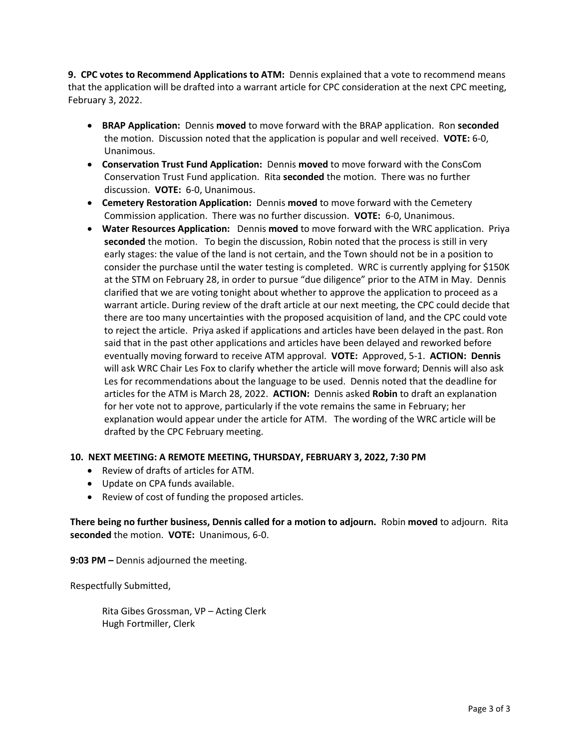**9. CPC votes to Recommend Applications to ATM:** Dennis explained that a vote to recommend means that the application will be drafted into a warrant article for CPC consideration at the next CPC meeting, February 3, 2022.

- **BRAP Application:** Dennis **moved** to move forward with the BRAP application. Ron **seconded** the motion. Discussion noted that the application is popular and well received. **VOTE:** 6-0, Unanimous.
- **Conservation Trust Fund Application:** Dennis **moved** to move forward with the ConsCom Conservation Trust Fund application. Rita **seconded** the motion. There was no further discussion. **VOTE:** 6-0, Unanimous.
- **Cemetery Restoration Application:** Dennis **moved** to move forward with the Cemetery Commission application. There was no further discussion. **VOTE:** 6-0, Unanimous.
- **Water Resources Application:** Dennis **moved** to move forward with the WRC application. Priya **seconded** the motion. To begin the discussion, Robin noted that the process is still in very early stages: the value of the land is not certain, and the Town should not be in a position to consider the purchase until the water testing is completed. WRC is currently applying for $150K at the STM on February 28, in order to pursue "due diligence" prior to the ATM in May. Dennis clarified that we are voting tonight about whether to approve the application to proceed as a warrant article. During review of the draft article at our next meeting, the CPC could decide that there are too many uncertainties with the proposed acquisition of land, and the CPC could vote to reject the article. Priya asked if applications and articles have been delayed in the past. Ron said that in the past other applications and articles have been delayed and reworked before eventually moving forward to receive ATM approval. **VOTE:** Approved, 5-1. **ACTION: Dennis** will ask WRC Chair Les Fox to clarify whether the article will move forward; Dennis will also ask Les for recommendations about the language to be used. Dennis noted that the deadline for articles for the ATM is March 28, 2022. **ACTION:** Dennis asked **Robin** to draft an explanation for her vote not to approve, particularly if the vote remains the same in February; her explanation would appear under the article for ATM. The wording of the WRC article will be drafted by the CPC February meeting.

**10. NEXT MEETING: A REMOTE MEETING, THURSDAY, FEBRUARY 3, 2022, 7:30 PM**

- Review of drafts of articles for ATM.
- Update on CPA funds available.
- Review of cost of funding the proposed articles.

**There being no further business, Dennis called for a motion to adjourn.** Robin **moved** to adjourn. Rita **seconded** the motion. **VOTE:** Unanimous, 6-0.

**9:03 PM –** Dennis adjourned the meeting.

Respectfully Submitted,

Rita Gibes Grossman, VP – Acting Clerk
Hugh Fortmiller, Clerk